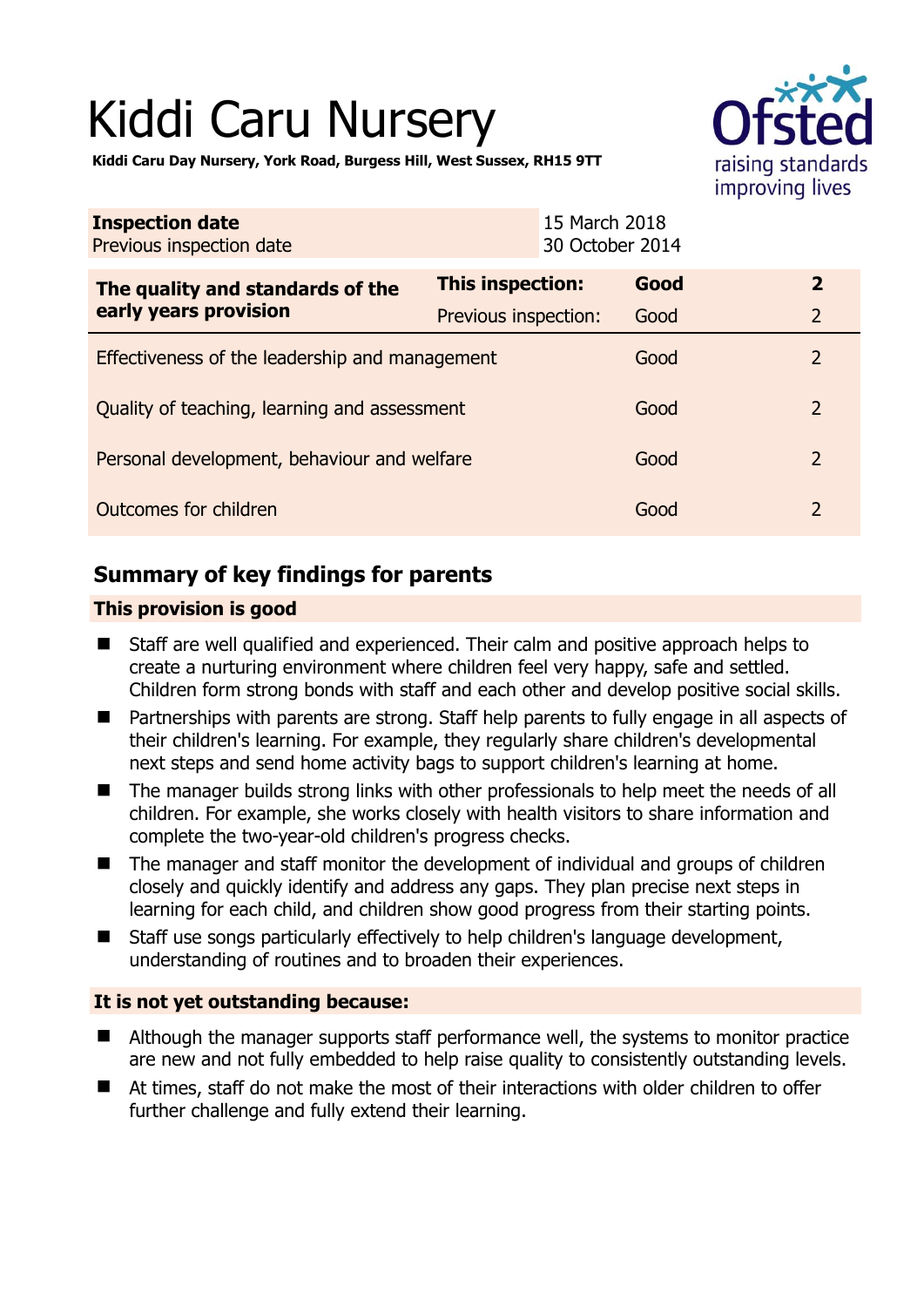# Kiddi Caru Nursery

**Kiddi Caru Day Nursery, York Road, Burgess Hill, West Sussex, RH15 9TT**

| **Inspection date** | 15 March 2018 |
|---|---|
| Previous inspection date | 30 October 2014 |

| **The quality and standards of the early years provision** | **This inspection:** | **Good** | **2** |
|---|---|---|---|
| | Previous inspection: | Good | 2 |
| Effectiveness of the leadership and management | | Good | 2 |
| Quality of teaching, learning and assessment | | Good | 2 |
| Personal development, behaviour and welfare | | Good | 2 |
| Outcomes for children | | Good | 2 |

## Summary of key findings for parents

### This provision is good

- Staff are well qualified and experienced. Their calm and positive approach helps to create a nurturing environment where children feel very happy, safe and settled. Children form strong bonds with staff and each other and develop positive social skills.
- Partnerships with parents are strong. Staff help parents to fully engage in all aspects of their children's learning. For example, they regularly share children's developmental next steps and send home activity bags to support children's learning at home.
- The manager builds strong links with other professionals to help meet the needs of all children. For example, she works closely with health visitors to share information and complete the two-year-old children's progress checks.
- The manager and staff monitor the development of individual and groups of children closely and quickly identify and address any gaps. They plan precise next steps in learning for each child, and children show good progress from their starting points.
- Staff use songs particularly effectively to help children's language development, understanding of routines and to broaden their experiences.

### It is not yet outstanding because:

- Although the manager supports staff performance well, the systems to monitor practice are new and not fully embedded to help raise quality to consistently outstanding levels.
- At times, staff do not make the most of their interactions with older children to offer further challenge and fully extend their learning.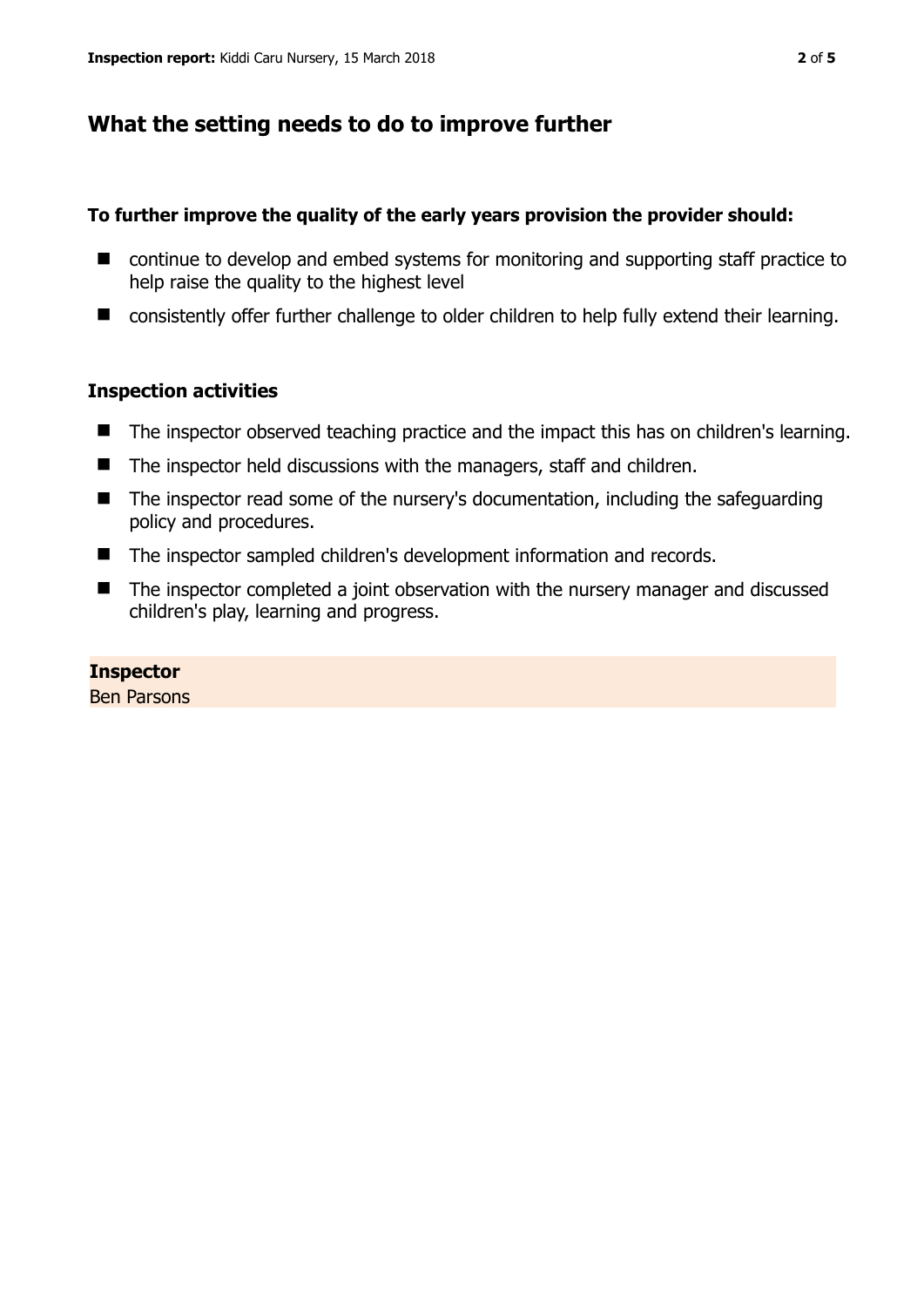## What the setting needs to do to improve further

**To further improve the quality of the early years provision the provider should:**

- continue to develop and embed systems for monitoring and supporting staff practice to help raise the quality to the highest level
- consistently offer further challenge to older children to help fully extend their learning.

### Inspection activities

- The inspector observed teaching practice and the impact this has on children's learning.
- The inspector held discussions with the managers, staff and children.
- The inspector read some of the nursery's documentation, including the safeguarding policy and procedures.
- The inspector sampled children's development information and records.
- The inspector completed a joint observation with the nursery manager and discussed children's play, learning and progress.

**Inspector**
Ben Parsons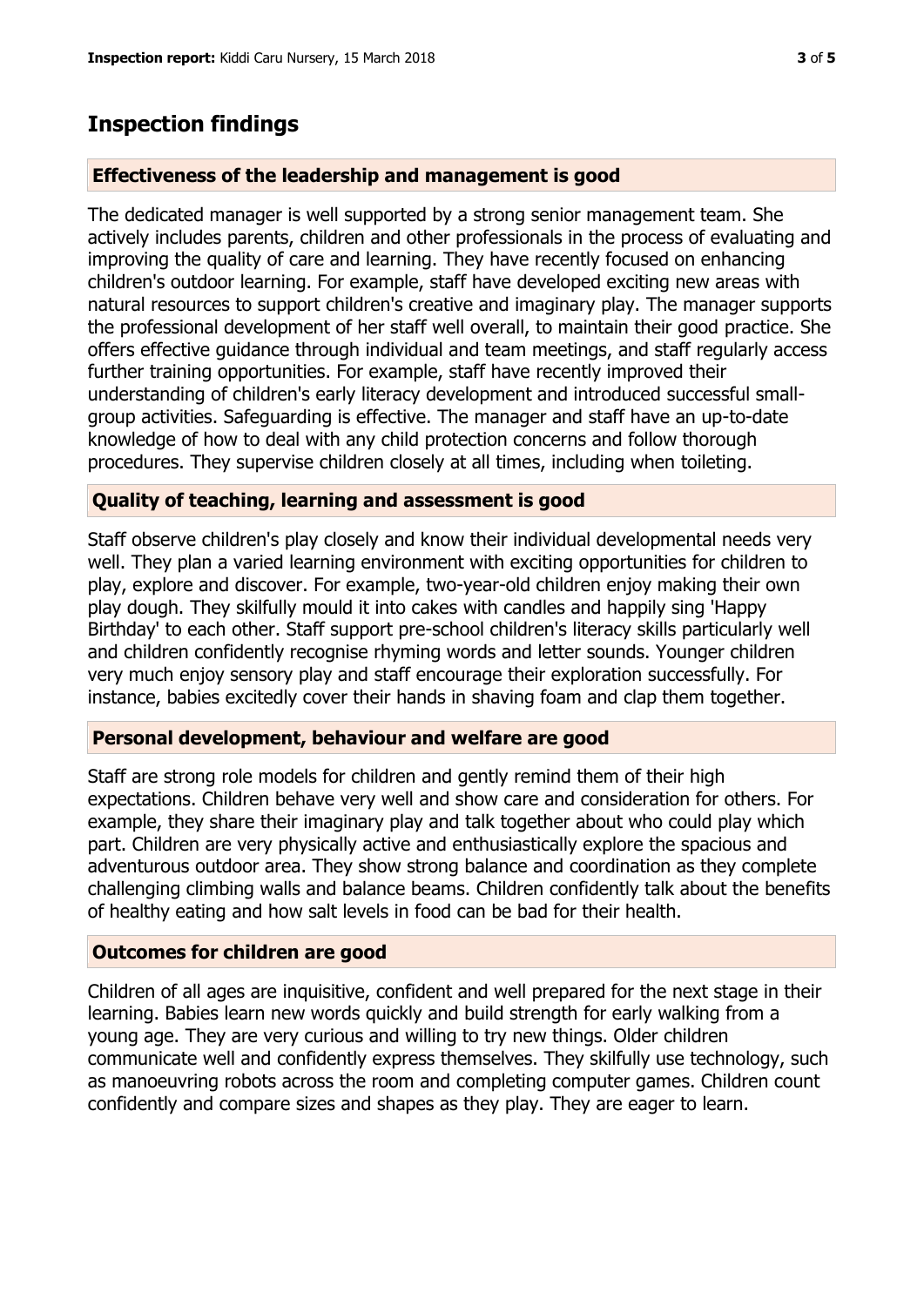## Inspection findings

### Effectiveness of the leadership and management is good

The dedicated manager is well supported by a strong senior management team. She actively includes parents, children and other professionals in the process of evaluating and improving the quality of care and learning. They have recently focused on enhancing children's outdoor learning. For example, staff have developed exciting new areas with natural resources to support children's creative and imaginary play. The manager supports the professional development of her staff well overall, to maintain their good practice. She offers effective guidance through individual and team meetings, and staff regularly access further training opportunities. For example, staff have recently improved their understanding of children's early literacy development and introduced successful small-group activities. Safeguarding is effective. The manager and staff have an up-to-date knowledge of how to deal with any child protection concerns and follow thorough procedures. They supervise children closely at all times, including when toileting.

### Quality of teaching, learning and assessment is good

Staff observe children's play closely and know their individual developmental needs very well. They plan a varied learning environment with exciting opportunities for children to play, explore and discover. For example, two-year-old children enjoy making their own play dough. They skilfully mould it into cakes with candles and happily sing 'Happy Birthday' to each other. Staff support pre-school children's literacy skills particularly well and children confidently recognise rhyming words and letter sounds. Younger children very much enjoy sensory play and staff encourage their exploration successfully. For instance, babies excitedly cover their hands in shaving foam and clap them together.

### Personal development, behaviour and welfare are good

Staff are strong role models for children and gently remind them of their high expectations. Children behave very well and show care and consideration for others. For example, they share their imaginary play and talk together about who could play which part. Children are very physically active and enthusiastically explore the spacious and adventurous outdoor area. They show strong balance and coordination as they complete challenging climbing walls and balance beams. Children confidently talk about the benefits of healthy eating and how salt levels in food can be bad for their health.

### Outcomes for children are good

Children of all ages are inquisitive, confident and well prepared for the next stage in their learning. Babies learn new words quickly and build strength for early walking from a young age. They are very curious and willing to try new things. Older children communicate well and confidently express themselves. They skilfully use technology, such as manoeuvring robots across the room and completing computer games. Children count confidently and compare sizes and shapes as they play. They are eager to learn.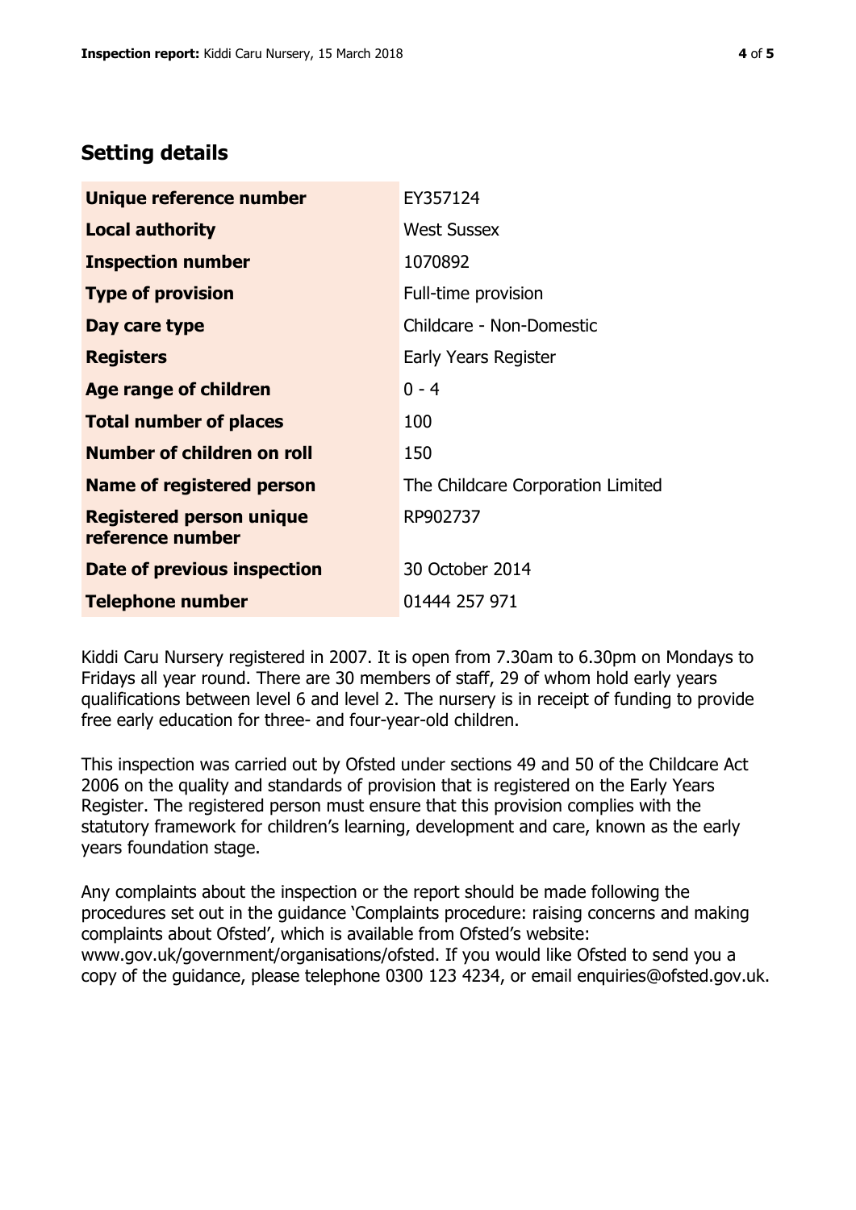## Setting details

| | |
|---|---|
| **Unique reference number** | EY357124 |
| **Local authority** | West Sussex |
| **Inspection number** | 1070892 |
| **Type of provision** | Full-time provision |
| **Day care type** | Childcare - Non-Domestic |
| **Registers** | Early Years Register |
| **Age range of children** | 0 - 4 |
| **Total number of places** | 100 |
| **Number of children on roll** | 150 |
| **Name of registered person** | The Childcare Corporation Limited |
| **Registered person unique reference number** | RP902737 |
| **Date of previous inspection** | 30 October 2014 |
| **Telephone number** | 01444 257 971 |

Kiddi Caru Nursery registered in 2007. It is open from 7.30am to 6.30pm on Mondays to Fridays all year round. There are 30 members of staff, 29 of whom hold early years qualifications between level 6 and level 2. The nursery is in receipt of funding to provide free early education for three- and four-year-old children.

This inspection was carried out by Ofsted under sections 49 and 50 of the Childcare Act 2006 on the quality and standards of provision that is registered on the Early Years Register. The registered person must ensure that this provision complies with the statutory framework for children's learning, development and care, known as the early years foundation stage.

Any complaints about the inspection or the report should be made following the procedures set out in the guidance 'Complaints procedure: raising concerns and making complaints about Ofsted', which is available from Ofsted's website: www.gov.uk/government/organisations/ofsted. If you would like Ofsted to send you a copy of the guidance, please telephone 0300 123 4234, or email enquiries@ofsted.gov.uk.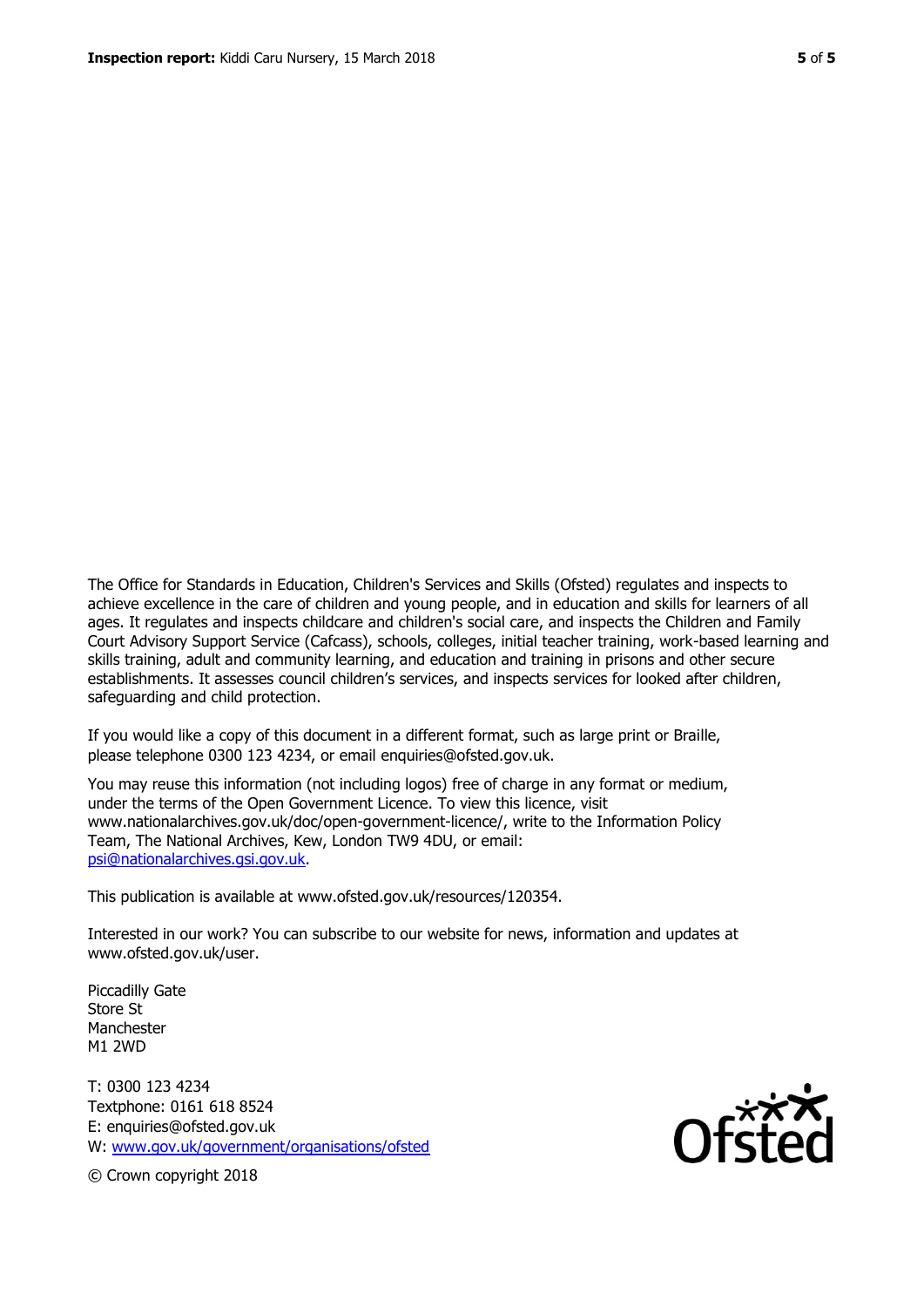The Office for Standards in Education, Children's Services and Skills (Ofsted) regulates and inspects to achieve excellence in the care of children and young people, and in education and skills for learners of all ages. It regulates and inspects childcare and children's social care, and inspects the Children and Family Court Advisory Support Service (Cafcass), schools, colleges, initial teacher training, work-based learning and skills training, adult and community learning, and education and training in prisons and other secure establishments. It assesses council children's services, and inspects services for looked after children, safeguarding and child protection.

If you would like a copy of this document in a different format, such as large print or Braille, please telephone 0300 123 4234, or email enquiries@ofsted.gov.uk.

You may reuse this information (not including logos) free of charge in any format or medium, under the terms of the Open Government Licence. To view this licence, visit www.nationalarchives.gov.uk/doc/open-government-licence/, write to the Information Policy Team, The National Archives, Kew, London TW9 4DU, or email: psi@nationalarchives.gsi.gov.uk.

This publication is available at www.ofsted.gov.uk/resources/120354.

Interested in our work? You can subscribe to our website for news, information and updates at www.ofsted.gov.uk/user.

Piccadilly Gate
Store St
Manchester
M1 2WD

T: 0300 123 4234
Textphone: 0161 618 8524
E: enquiries@ofsted.gov.uk
W: www.gov.uk/government/organisations/ofsted

© Crown copyright 2018